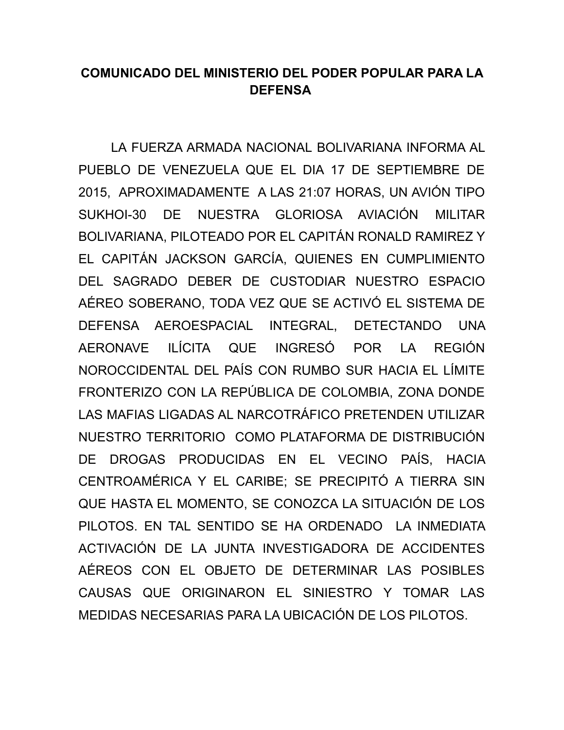# COMUNICADO DEL MINISTERIO DEL PODER POPULAR PARA LA DEFENSA

LA FUERZA ARMADA NACIONAL BOLIVARIANA INFORMA AL PUEBLO DE VENEZUELA QUE EL DIA 17 DE SEPTIEMBRE DE 2015, APROXIMADAMENTE A LAS 21:07 HORAS, UN AVIÓN TIPO SUKHOI-30 DE NUESTRA GLORIOSA AVIACIÓN MILITAR BOLIVARIANA, PILOTEADO POR EL CAPITÁN RONALD RAMIREZ Y EL CAPITÁN JACKSON GARCÍA, QUIENES EN CUMPLIMIENTO DEL SAGRADO DEBER DE CUSTODIAR NUESTRO ESPACIO AÉREO SOBERANO, TODA VEZ QUE SE ACTIVÓ EL SISTEMA DE DEFENSA AEROESPACIAL INTEGRAL, DETECTANDO UNA AERONAVE ILÍCITA QUE INGRESÓ POR LA REGIÓN NOROCCIDENTAL DEL PAÍS CON RUMBO SUR HACIA EL LÍMITE FRONTERIZO CON LA REPÚBLICA DE COLOMBIA, ZONA DONDE LAS MAFIAS LIGADAS AL NARCOTRÁFICO PRETENDEN UTILIZAR NUESTRO TERRITORIO COMO PLATAFORMA DE DISTRIBUCIÓN DE DROGAS PRODUCIDAS EN EL VECINO PAÍS, HACIA CENTROAMÉRICA Y EL CARIBE; SE PRECIPITÓ A TIERRA SIN QUE HASTA EL MOMENTO, SE CONOZCA LA SITUACIÓN DE LOS PILOTOS. EN TAL SENTIDO SE HA ORDENADO LA INMEDIATA ACTIVACIÓN DE LA JUNTA INVESTIGADORA DE ACCIDENTES AÉREOS CON EL OBJETO DE DETERMINAR LAS POSIBLES CAUSAS QUE ORIGINARON EL SINIESTRO Y TOMAR LAS MEDIDAS NECESARIAS PARA LA UBICACIÓN DE LOS PILOTOS.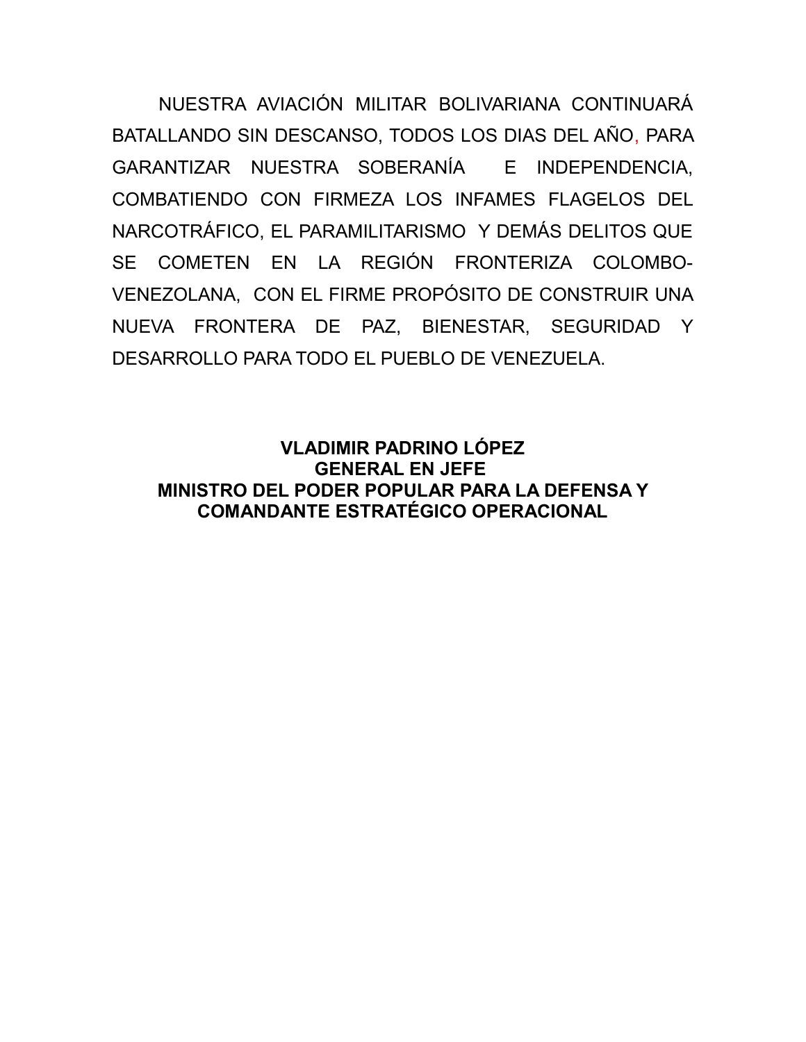NUESTRA AVIACIÓN MILITAR BOLIVARIANA CONTINUARÁ BATALLANDO SIN DESCANSO, TODOS LOS DIAS DEL AÑO, PARA GARANTIZAR NUESTRA SOBERANÍA E INDEPENDENCIA, COMBATIENDO CON FIRMEZA LOS INFAMES FLAGELOS DEL NARCOTRÁFICO, EL PARAMILITARISMO Y DEMÁS DELITOS QUE SE COMETEN EN LA REGIÓN FRONTERIZA COLOMBO-VENEZOLANA, CON EL FIRME PROPÓSITO DE CONSTRUIR UNA NUEVA FRONTERA DE PAZ, BIENESTAR, SEGURIDAD Y DESARROLLO PARA TODO EL PUEBLO DE VENEZUELA.

**VLADIMIR PADRINO LÓPEZ**
**GENERAL EN JEFE**
**MINISTRO DEL PODER POPULAR PARA LA DEFENSA Y COMANDANTE ESTRATÉGICO OPERACIONAL**